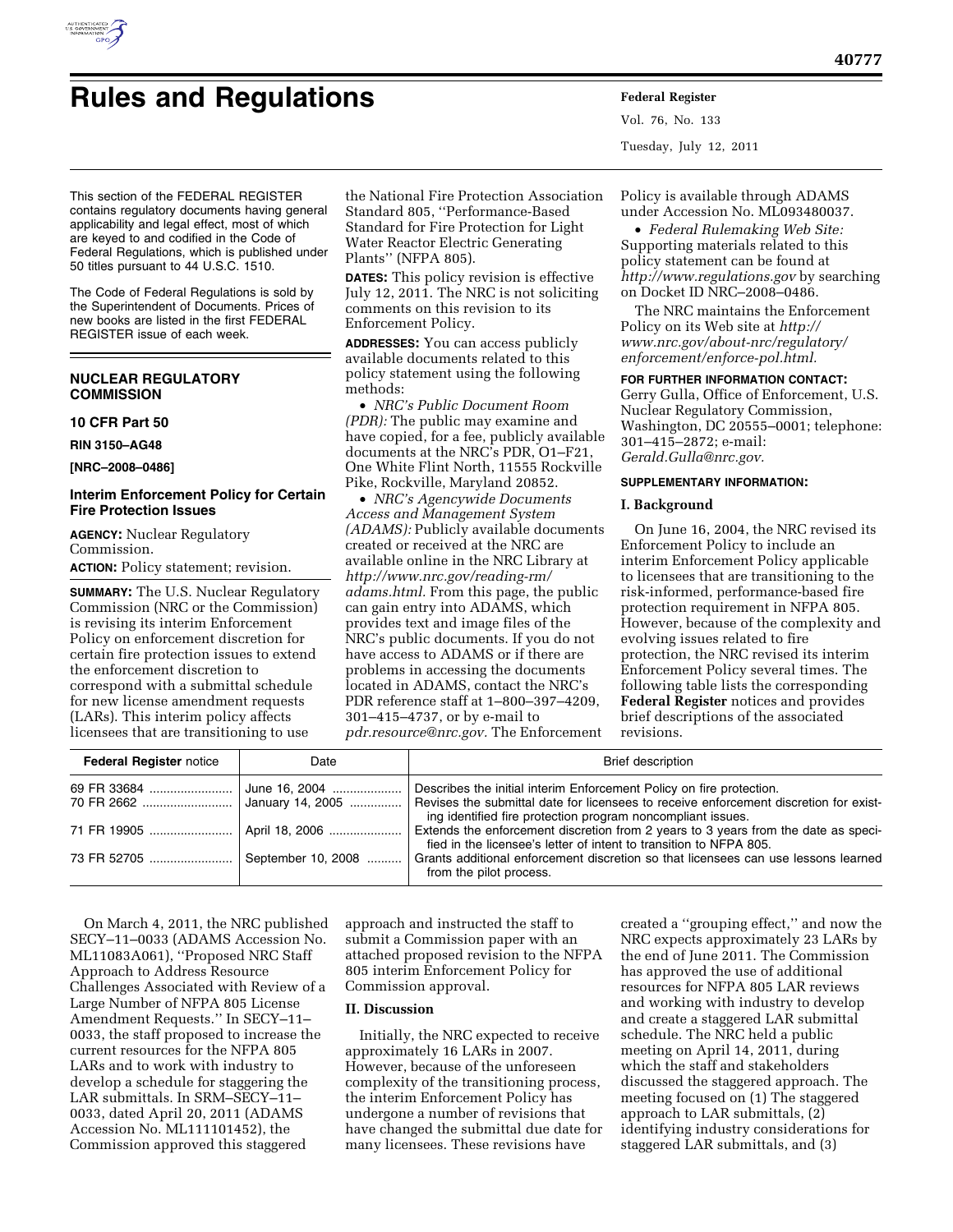# Rules and Regulations

This section of the FEDERAL REGISTER contains regulatory documents having general applicability and legal effect, most of which are keyed to and codified in the Code of Federal Regulations, which is published under 50 titles pursuant to 44 U.S.C. 1510.

The Code of Federal Regulations is sold by the Superintendent of Documents. Prices of new books are listed in the first FEDERAL REGISTER issue of each week.

## NUCLEAR REGULATORY COMMISSION

**10 CFR Part 50**

**RIN 3150–AG48**

**[NRC–2008–0486]**

### Interim Enforcement Policy for Certain Fire Protection Issues

**AGENCY:** Nuclear Regulatory Commission.

**ACTION:** Policy statement; revision.

**SUMMARY:** The U.S. Nuclear Regulatory Commission (NRC or the Commission) is revising its interim Enforcement Policy on enforcement discretion for certain fire protection issues to extend the enforcement discretion to correspond with a submittal schedule for new license amendment requests (LARs). This interim policy affects licensees that are transitioning to use the National Fire Protection Association Standard 805, ''Performance-Based Standard for Fire Protection for Light Water Reactor Electric Generating Plants'' (NFPA 805).

**DATES:** This policy revision is effective July 12, 2011. The NRC is not soliciting comments on this revision to its Enforcement Policy.

**ADDRESSES:** You can access publicly available documents related to this policy statement using the following methods:

- *NRC's Public Document Room (PDR):* The public may examine and have copied, for a fee, publicly available documents at the NRC's PDR, O1–F21, One White Flint North, 11555 Rockville Pike, Rockville, Maryland 20852.
- *NRC's Agencywide Documents Access and Management System (ADAMS):* Publicly available documents created or received at the NRC are available online in the NRC Library at *http://www.nrc.gov/reading-rm/adams.html.* From this page, the public can gain entry into ADAMS, which provides text and image files of the NRC's public documents. If you do not have access to ADAMS or if there are problems in accessing the documents located in ADAMS, contact the NRC's PDR reference staff at 1–800–397–4209, 301–415–4737, or by e-mail to *pdr.resource@nrc.gov.* The Enforcement Policy is available through ADAMS under Accession No. ML093480037.
- *Federal Rulemaking Web Site:* Supporting materials related to this policy statement can be found at *http://www.regulations.gov* by searching on Docket ID NRC–2008–0486.

The NRC maintains the Enforcement Policy on its Web site at *http://www.nrc.gov/about-nrc/regulatory/enforcement/enforce-pol.html.*

**FOR FURTHER INFORMATION CONTACT:** Gerry Gulla, Office of Enforcement, U.S. Nuclear Regulatory Commission, Washington, DC 20555–0001; telephone: 301–415–2872; e-mail: *Gerald.Gulla@nrc.gov.*

**SUPPLEMENTARY INFORMATION:**

#### I. Background

On June 16, 2004, the NRC revised its Enforcement Policy to include an interim Enforcement Policy applicable to licensees that are transitioning to the risk-informed, performance-based fire protection requirement in NFPA 805. However, because of the complexity and evolving issues related to fire protection, the NRC revised its interim Enforcement Policy several times. The following table lists the corresponding **Federal Register** notices and provides brief descriptions of the associated revisions.

| **Federal Register** notice | Date | Brief description |
|---|---|---|
| 69 FR 33684 | June 16, 2004 | Describes the initial interim Enforcement Policy on fire protection. |
| 70 FR 2662 | January 14, 2005 | Revises the submittal date for licensees to receive enforcement discretion for existing identified fire protection program noncompliant issues. |
| 71 FR 19905 | April 18, 2006 | Extends the enforcement discretion from 2 years to 3 years from the date as specified in the licensee's letter of intent to transition to NFPA 805. |
| 73 FR 52705 | September 10, 2008 | Grants additional enforcement discretion so that licensees can use lessons learned from the pilot process. |

On March 4, 2011, the NRC published SECY–11–0033 (ADAMS Accession No. ML11083A061), ''Proposed NRC Staff Approach to Address Resource Challenges Associated with Review of a Large Number of NFPA 805 License Amendment Requests.'' In SECY–11–0033, the staff proposed to increase the current resources for the NFPA 805 LARs and to work with industry to develop a schedule for staggering the LAR submittals. In SRM–SECY–11–0033, dated April 20, 2011 (ADAMS Accession No. ML111101452), the Commission approved this staggered approach and instructed the staff to submit a Commission paper with an attached proposed revision to the NFPA 805 interim Enforcement Policy for Commission approval.

#### II. Discussion

Initially, the NRC expected to receive approximately 16 LARs in 2007. However, because of the unforeseen complexity of the transitioning process, the interim Enforcement Policy has undergone a number of revisions that have changed the submittal due date for many licensees. These revisions have created a ''grouping effect,'' and now the NRC expects approximately 23 LARs by the end of June 2011. The Commission has approved the use of additional resources for NFPA 805 LAR reviews and working with industry to develop and create a staggered LAR submittal schedule. The NRC held a public meeting on April 14, 2011, during which the staff and stakeholders discussed the staggered approach. The meeting focused on (1) The staggered approach to LAR submittals, (2) identifying industry considerations for staggered LAR submittals, and (3)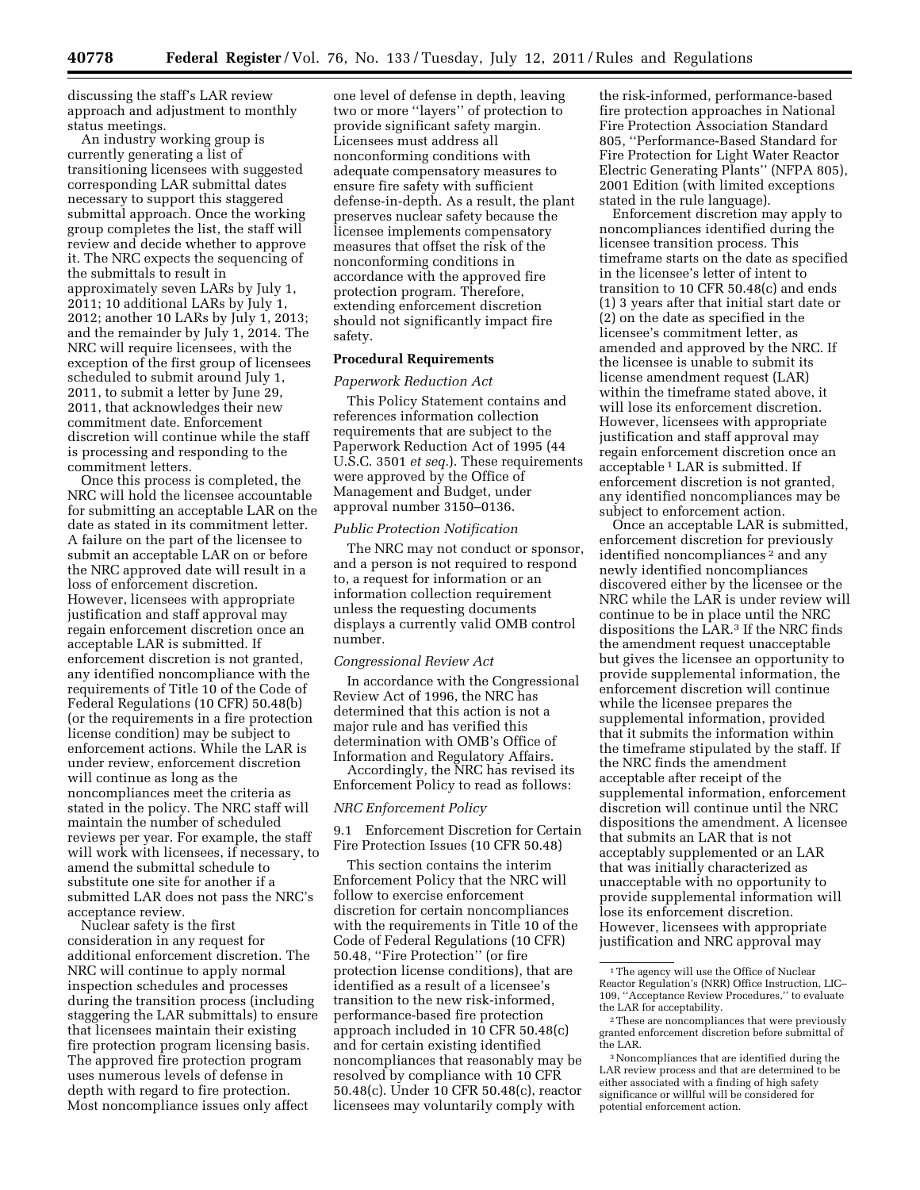discussing the staff's LAR review approach and adjustment to monthly status meetings.

An industry working group is currently generating a list of transitioning licensees with suggested corresponding LAR submittal dates necessary to support this staggered submittal approach. Once the working group completes the list, the staff will review and decide whether to approve it. The NRC expects the sequencing of the submittals to result in approximately seven LARs by July 1, 2011; 10 additional LARs by July 1, 2012; another 10 LARs by July 1, 2013; and the remainder by July 1, 2014. The NRC will require licensees, with the exception of the first group of licensees scheduled to submit around July 1, 2011, to submit a letter by June 29, 2011, that acknowledges their new commitment date. Enforcement discretion will continue while the staff is processing and responding to the commitment letters.

Once this process is completed, the NRC will hold the licensee accountable for submitting an acceptable LAR on the date as stated in its commitment letter. A failure on the part of the licensee to submit an acceptable LAR on or before the NRC approved date will result in a loss of enforcement discretion. However, licensees with appropriate justification and staff approval may regain enforcement discretion once an acceptable LAR is submitted. If enforcement discretion is not granted, any identified noncompliance with the requirements of Title 10 of the Code of Federal Regulations (10 CFR) 50.48(b) (or the requirements in a fire protection license condition) may be subject to enforcement actions. While the LAR is under review, enforcement discretion will continue as long as the noncompliances meet the criteria as stated in the policy. The NRC staff will maintain the number of scheduled reviews per year. For example, the staff will work with licensees, if necessary, to amend the submittal schedule to substitute one site for another if a submitted LAR does not pass the NRC's acceptance review.

Nuclear safety is the first consideration in any request for additional enforcement discretion. The NRC will continue to apply normal inspection schedules and processes during the transition process (including staggering the LAR submittals) to ensure that licensees maintain their existing fire protection program licensing basis. The approved fire protection program uses numerous levels of defense in depth with regard to fire protection. Most noncompliance issues only affect one level of defense in depth, leaving two or more ''layers'' of protection to provide significant safety margin. Licensees must address all nonconforming conditions with adequate compensatory measures to ensure fire safety with sufficient defense-in-depth. As a result, the plant preserves nuclear safety because the licensee implements compensatory measures that offset the risk of the nonconforming conditions in accordance with the approved fire protection program. Therefore, extending enforcement discretion should not significantly impact fire safety.

## Procedural Requirements

*Paperwork Reduction Act*

This Policy Statement contains and references information collection requirements that are subject to the Paperwork Reduction Act of 1995 (44 U.S.C. 3501 *et seq.*). These requirements were approved by the Office of Management and Budget, under approval number 3150–0136.

*Public Protection Notification*

The NRC may not conduct or sponsor, and a person is not required to respond to, a request for information or an information collection requirement unless the requesting documents displays a currently valid OMB control number.

*Congressional Review Act*

In accordance with the Congressional Review Act of 1996, the NRC has determined that this action is not a major rule and has verified this determination with OMB's Office of Information and Regulatory Affairs.

Accordingly, the NRC has revised its Enforcement Policy to read as follows:

*NRC Enforcement Policy*

9.1 Enforcement Discretion for Certain Fire Protection Issues (10 CFR 50.48)

This section contains the interim Enforcement Policy that the NRC will follow to exercise enforcement discretion for certain noncompliances with the requirements in Title 10 of the Code of Federal Regulations (10 CFR) 50.48, ''Fire Protection'' (or fire protection license conditions), that are identified as a result of a licensee's transition to the new risk-informed, performance-based fire protection approach included in 10 CFR 50.48(c) and for certain existing identified noncompliances that reasonably may be resolved by compliance with 10 CFR 50.48(c). Under 10 CFR 50.48(c), reactor licensees may voluntarily comply with the risk-informed, performance-based fire protection approaches in National Fire Protection Association Standard 805, ''Performance-Based Standard for Fire Protection for Light Water Reactor Electric Generating Plants'' (NFPA 805), 2001 Edition (with limited exceptions stated in the rule language).

Enforcement discretion may apply to noncompliances identified during the licensee transition process. This timeframe starts on the date as specified in the licensee's letter of intent to transition to 10 CFR 50.48(c) and ends (1) 3 years after that initial start date or (2) on the date as specified in the licensee's commitment letter, as amended and approved by the NRC. If the licensee is unable to submit its license amendment request (LAR) within the timeframe stated above, it will lose its enforcement discretion. However, licensees with appropriate justification and staff approval may regain enforcement discretion once an acceptable[1] LAR is submitted. If enforcement discretion is not granted, any identified noncompliances may be subject to enforcement action.

Once an acceptable LAR is submitted, enforcement discretion for previously identified noncompliances[2] and any newly identified noncompliances discovered either by the licensee or the NRC while the LAR is under review will continue to be in place until the NRC dispositions the LAR.[3] If the NRC finds the amendment request unacceptable but gives the licensee an opportunity to provide supplemental information, the enforcement discretion will continue while the licensee prepares the supplemental information, provided that it submits the information within the timeframe stipulated by the staff. If the NRC finds the amendment acceptable after receipt of the supplemental information, enforcement discretion will continue until the NRC dispositions the amendment. A licensee that submits an LAR that is not acceptably supplemented or an LAR that was initially characterized as unacceptable with no opportunity to provide supplemental information will lose its enforcement discretion. However, licensees with appropriate justification and NRC approval may

[1] The agency will use the Office of Nuclear Reactor Regulation's (NRR) Office Instruction, LIC–109, ''Acceptance Review Procedures,'' to evaluate the LAR for acceptability.

[2] These are noncompliances that were previously granted enforcement discretion before submittal of the LAR.

[3] Noncompliances that are identified during the LAR review process and that are determined to be either associated with a finding of high safety significance or willful will be considered for potential enforcement action.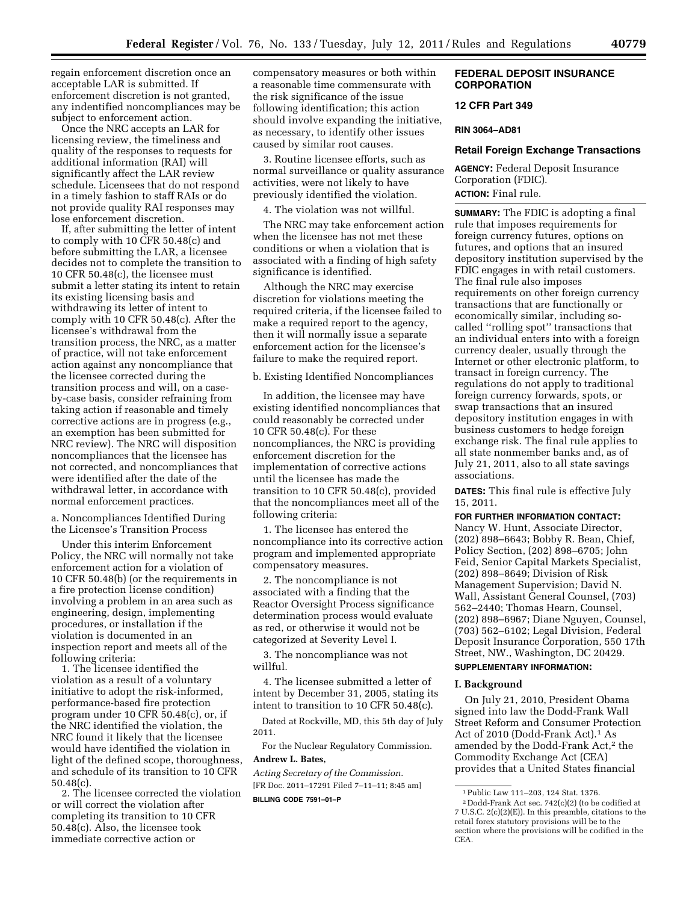regain enforcement discretion once an acceptable LAR is submitted. If enforcement discretion is not granted, any indentified noncompliances may be subject to enforcement action.

Once the NRC accepts an LAR for licensing review, the timeliness and quality of the responses to requests for additional information (RAI) will significantly affect the LAR review schedule. Licensees that do not respond in a timely fashion to staff RAIs or do not provide quality RAI responses may lose enforcement discretion.

If, after submitting the letter of intent to comply with 10 CFR 50.48(c) and before submitting the LAR, a licensee decides not to complete the transition to 10 CFR 50.48(c), the licensee must submit a letter stating its intent to retain its existing licensing basis and withdrawing its letter of intent to comply with 10 CFR 50.48(c). After the licensee's withdrawal from the transition process, the NRC, as a matter of practice, will not take enforcement action against any noncompliance that the licensee corrected during the transition process and will, on a case-by-case basis, consider refraining from taking action if reasonable and timely corrective actions are in progress (e.g., an exemption has been submitted for NRC review). The NRC will disposition noncompliances that the licensee has not corrected, and noncompliances that were identified after the date of the withdrawal letter, in accordance with normal enforcement practices.

a. Noncompliances Identified During the Licensee's Transition Process

Under this interim Enforcement Policy, the NRC will normally not take enforcement action for a violation of 10 CFR 50.48(b) (or the requirements in a fire protection license condition) involving a problem in an area such as engineering, design, implementing procedures, or installation if the violation is documented in an inspection report and meets all of the following criteria:

1. The licensee identified the violation as a result of a voluntary initiative to adopt the risk-informed, performance-based fire protection program under 10 CFR 50.48(c), or, if the NRC identified the violation, the NRC found it likely that the licensee would have identified the violation in light of the defined scope, thoroughness, and schedule of its transition to 10 CFR 50.48(c).

2. The licensee corrected the violation or will correct the violation after completing its transition to 10 CFR 50.48(c). Also, the licensee took immediate corrective action or compensatory measures or both within a reasonable time commensurate with the risk significance of the issue following identification; this action should involve expanding the initiative, as necessary, to identify other issues caused by similar root causes.

3. Routine licensee efforts, such as normal surveillance or quality assurance activities, were not likely to have previously identified the violation.

4. The violation was not willful.

The NRC may take enforcement action when the licensee has not met these conditions or when a violation that is associated with a finding of high safety significance is identified.

Although the NRC may exercise discretion for violations meeting the required criteria, if the licensee failed to make a required report to the agency, then it will normally issue a separate enforcement action for the licensee's failure to make the required report.

b. Existing Identified Noncompliances

In addition, the licensee may have existing identified noncompliances that could reasonably be corrected under 10 CFR 50.48(c). For these noncompliances, the NRC is providing enforcement discretion for the implementation of corrective actions until the licensee has made the transition to 10 CFR 50.48(c), provided that the noncompliances meet all of the following criteria:

1. The licensee has entered the noncompliance into its corrective action program and implemented appropriate compensatory measures.

2. The noncompliance is not associated with a finding that the Reactor Oversight Process significance determination process would evaluate as red, or otherwise it would not be categorized at Severity Level I.

3. The noncompliance was not willful.

4. The licensee submitted a letter of intent by December 31, 2005, stating its intent to transition to 10 CFR 50.48(c).

Dated at Rockville, MD, this 5th day of July 2011.

For the Nuclear Regulatory Commission.

**Andrew L. Bates,**

*Acting Secretary of the Commission.*

[FR Doc. 2011–17291 Filed 7–11–11; 8:45 am]

**BILLING CODE 7591–01–P**

## FEDERAL DEPOSIT INSURANCE CORPORATION

### 12 CFR Part 349

**RIN 3064–AD81**

### Retail Foreign Exchange Transactions

**AGENCY:** Federal Deposit Insurance Corporation (FDIC).

**ACTION:** Final rule.

**SUMMARY:** The FDIC is adopting a final rule that imposes requirements for foreign currency futures, options on futures, and options that an insured depository institution supervised by the FDIC engages in with retail customers. The final rule also imposes requirements on other foreign currency transactions that are functionally or economically similar, including so-called ''rolling spot'' transactions that an individual enters into with a foreign currency dealer, usually through the Internet or other electronic platform, to transact in foreign currency. The regulations do not apply to traditional foreign currency forwards, spots, or swap transactions that an insured depository institution engages in with business customers to hedge foreign exchange risk. The final rule applies to all state nonmember banks and, as of July 21, 2011, also to all state savings associations.

**DATES:** This final rule is effective July 15, 2011.

**FOR FURTHER INFORMATION CONTACT:** Nancy W. Hunt, Associate Director, (202) 898–6643; Bobby R. Bean, Chief, Policy Section, (202) 898–6705; John Feid, Senior Capital Markets Specialist, (202) 898–8649; Division of Risk Management Supervision; David N. Wall, Assistant General Counsel, (703) 562–2440; Thomas Hearn, Counsel, (202) 898–6967; Diane Nguyen, Counsel, (703) 562–6102; Legal Division, Federal Deposit Insurance Corporation, 550 17th Street, NW., Washington, DC 20429.

**SUPPLEMENTARY INFORMATION:**

#### I. Background

On July 21, 2010, President Obama signed into law the Dodd-Frank Wall Street Reform and Consumer Protection Act of 2010 (Dodd-Frank Act).[1] As amended by the Dodd-Frank Act,[2] the Commodity Exchange Act (CEA) provides that a United States financial

[1] Public Law 111–203, 124 Stat. 1376.

[2] Dodd-Frank Act sec. 742(c)(2) (to be codified at 7 U.S.C. 2(c)(2)(E)). In this preamble, citations to the retail forex statutory provisions will be to the section where the provisions will be codified in the CEA.